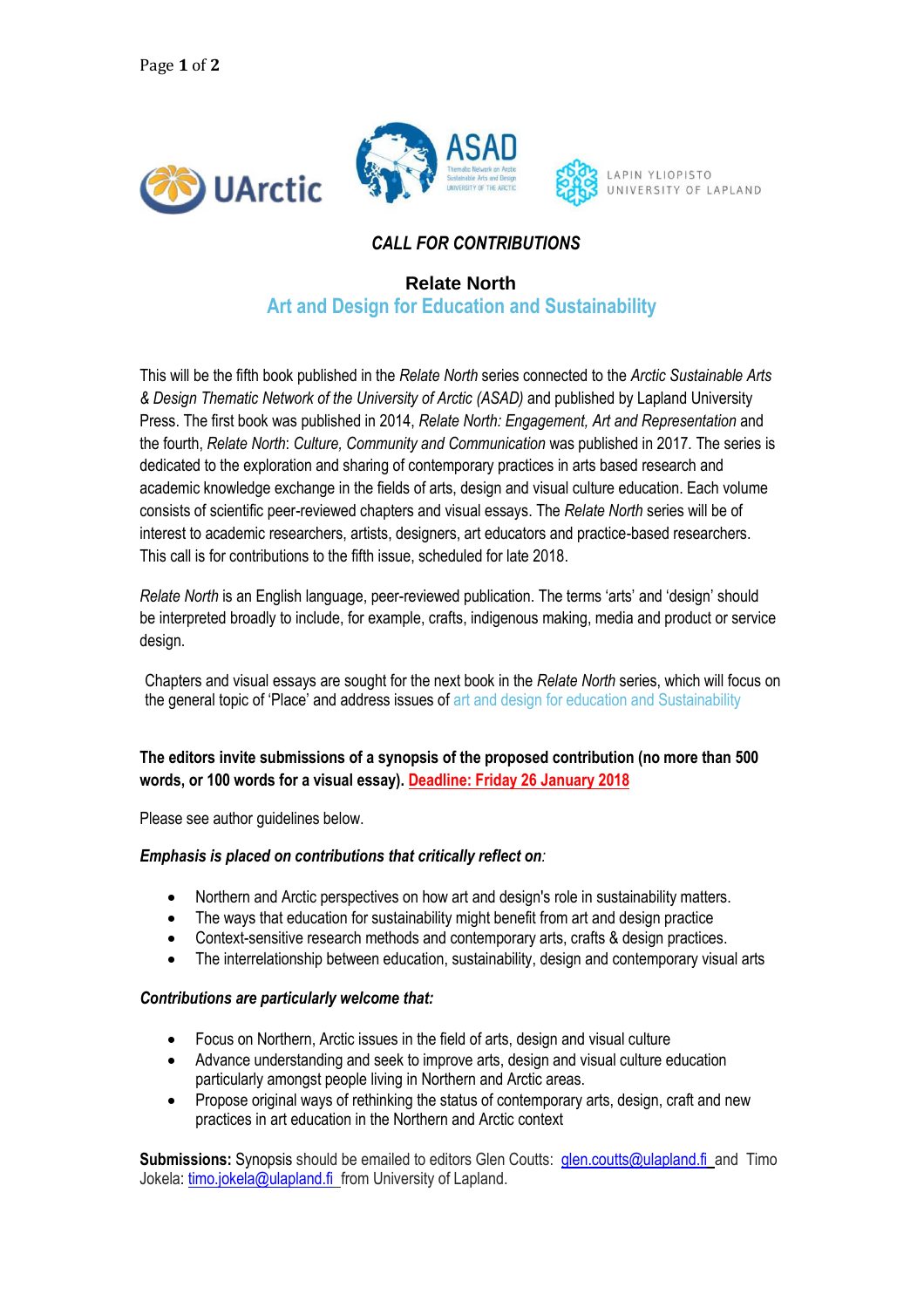*CALL FOR CONTRIBUTIONS*

# Relate North

## Art and Design for Education and Sustainability

This will be the fifth book published in the *Relate North* series connected to the *Arctic Sustainable Arts & Design Thematic Network of the University of Arctic (ASAD)* and published by Lapland University Press. The first book was published in 2014, *Relate North: Engagement, Art and Representation* and the fourth, *Relate North*: *Culture, Community and Communication* was published in 2017. The series is dedicated to the exploration and sharing of contemporary practices in arts based research and academic knowledge exchange in the fields of arts, design and visual culture education. Each volume consists of scientific peer-reviewed chapters and visual essays. The *Relate North* series will be of interest to academic researchers, artists, designers, art educators and practice-based researchers. This call is for contributions to the fifth issue, scheduled for late 2018.

*Relate North* is an English language, peer-reviewed publication. The terms 'arts' and 'design' should be interpreted broadly to include, for example, crafts, indigenous making, media and product or service design.

Chapters and visual essays are sought for the next book in the *Relate North* series, which will focus on the general topic of 'Place' and address issues of art and design for education and Sustainability

**The editors invite submissions of a synopsis of the proposed contribution (no more than 500 words, or 100 words for a visual essay). Deadline: Friday 26 January 2018**

Please see author guidelines below.

***Emphasis is placed on contributions that critically reflect on**:*

- Northern and Arctic perspectives on how art and design's role in sustainability matters.
- The ways that education for sustainability might benefit from art and design practice
- Context-sensitive research methods and contemporary arts, crafts & design practices.
- The interrelationship between education, sustainability, design and contemporary visual arts

***Contributions are particularly welcome that:***

- Focus on Northern, Arctic issues in the field of arts, design and visual culture
- Advance understanding and seek to improve arts, design and visual culture education particularly amongst people living in Northern and Arctic areas.
- Propose original ways of rethinking the status of contemporary arts, design, craft and new practices in art education in the Northern and Arctic context

**Submissions:** Synopsis should be emailed to editors Glen Coutts: glen.coutts@ulapland.fi and Timo Jokela: timo.jokela@ulapland.fi from University of Lapland.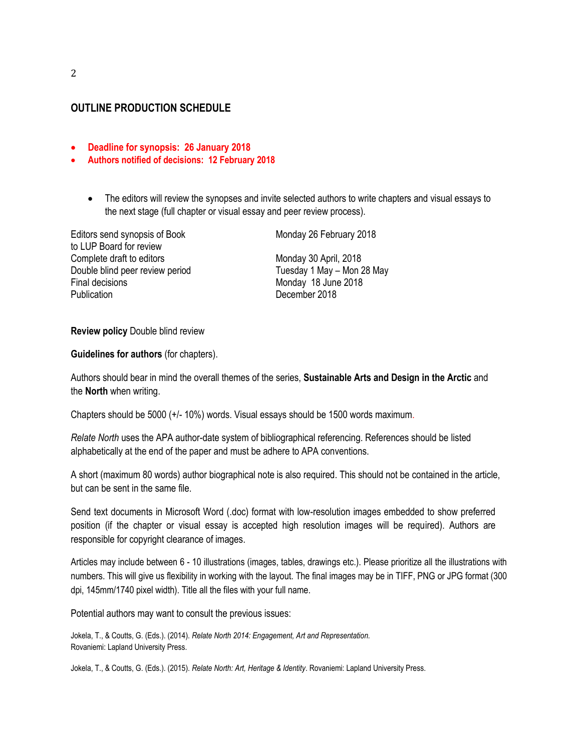## OUTLINE PRODUCTION SCHEDULE

- **Deadline for synopsis: 26 January 2018**
- **Authors notified of decisions: 12 February 2018**

    - The editors will review the synopses and invite selected authors to write chapters and visual essays to the next stage (full chapter or visual essay and peer review process).

| | |
|---|---|
| Editors send synopsis of Book to LUP Board for review | Monday 26 February 2018 |
| Complete draft to editors | Monday 30 April, 2018 |
| Double blind peer review period | Tuesday 1 May – Mon 28 May |
| Final decisions | Monday 18 June 2018 |
| Publication | December 2018 |

**Review policy** Double blind review

**Guidelines for authors** (for chapters).

Authors should bear in mind the overall themes of the series, **Sustainable Arts and Design in the Arctic** and the **North** when writing.

Chapters should be 5000 (+/- 10%) words. Visual essays should be 1500 words maximum.

*Relate North* uses the APA author-date system of bibliographical referencing. References should be listed alphabetically at the end of the paper and must be adhere to APA conventions.

A short (maximum 80 words) author biographical note is also required. This should not be contained in the article, but can be sent in the same file.

Send text documents in Microsoft Word (.doc) format with low-resolution images embedded to show preferred position (if the chapter or visual essay is accepted high resolution images will be required). Authors are responsible for copyright clearance of images.

Articles may include between 6 - 10 illustrations (images, tables, drawings etc.). Please prioritize all the illustrations with numbers. This will give us flexibility in working with the layout. The final images may be in TIFF, PNG or JPG format (300 dpi, 145mm/1740 pixel width). Title all the files with your full name.

Potential authors may want to consult the previous issues:

Jokela, T., & Coutts, G. (Eds.). (2014). *Relate North 2014: Engagement, Art and Representation.* Rovaniemi: Lapland University Press.

Jokela, T., & Coutts, G. (Eds.). (2015). *Relate North: Art, Heritage & Identity*. Rovaniemi: Lapland University Press.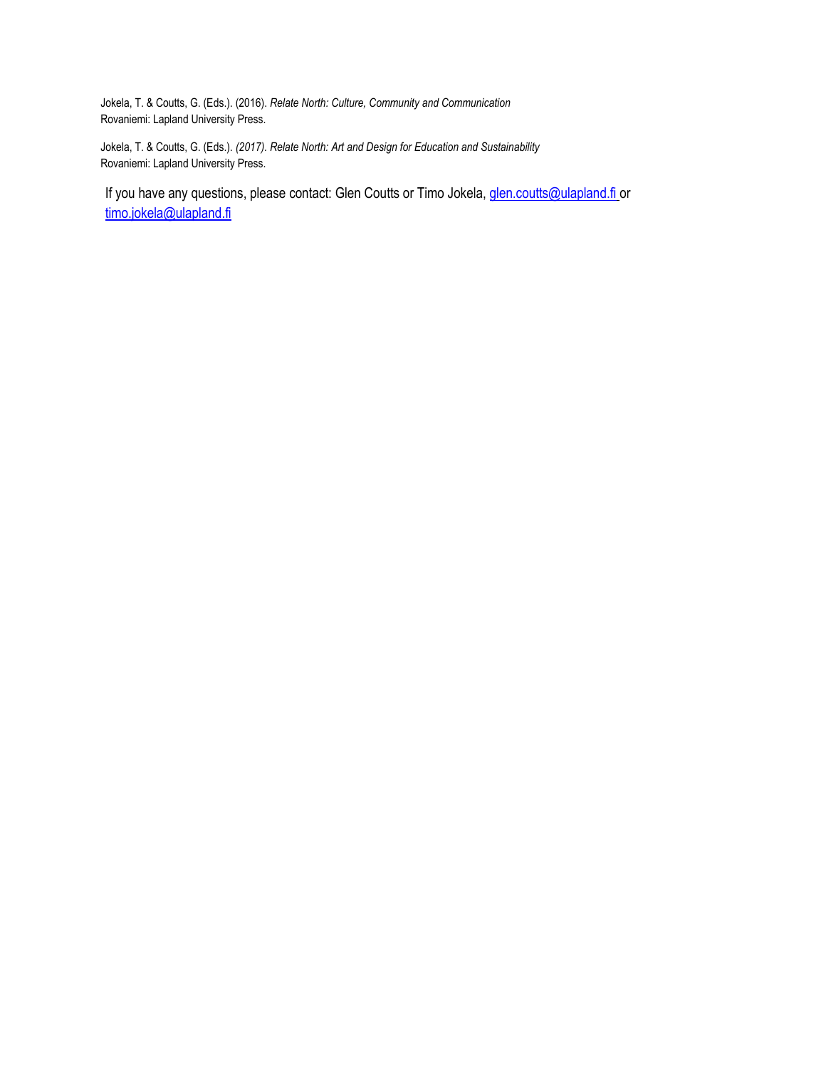Jokela, T. & Coutts, G. (Eds.). (2016). *Relate North: Culture, Community and Communication* Rovaniemi: Lapland University Press.

Jokela, T. & Coutts, G. (Eds.). *(2017). Relate North: Art and Design for Education and Sustainability* Rovaniemi: Lapland University Press.

If you have any questions, please contact: Glen Coutts or Timo Jokela, glen.coutts@ulapland.fi or timo.jokela@ulapland.fi